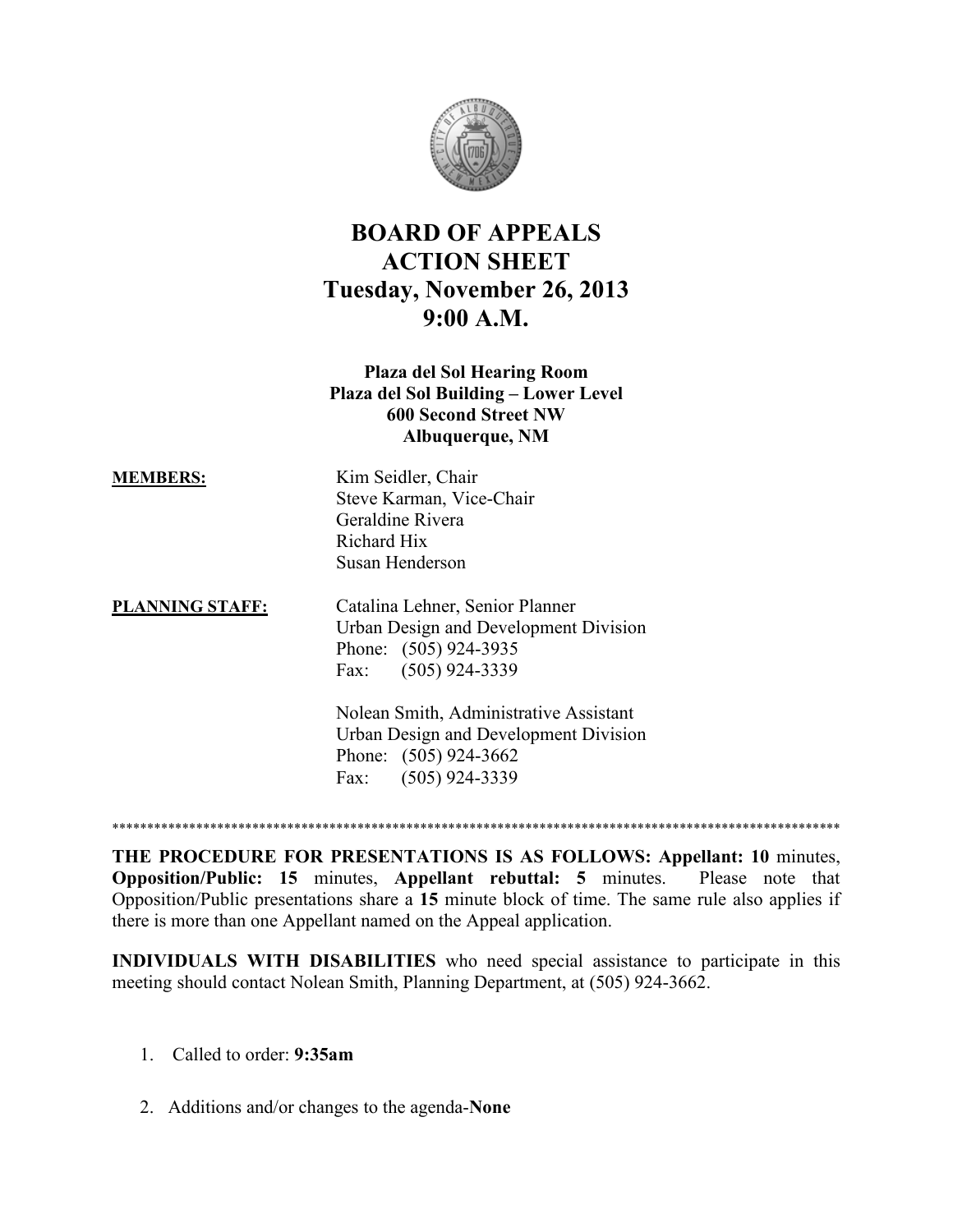# BOARD OF APPEALS ACTION SHEET Tuesday, November 26, 2013 9:00 A.M.

**Plaza del Sol Hearing Room**
**Plaza del Sol Building – Lower Level**
**600 Second Street NW**
**Albuquerque, NM**

**MEMBERS:**

Kim Seidler, Chair
Steve Karman, Vice-Chair
Geraldine Rivera
Richard Hix
Susan Henderson

**PLANNING STAFF:**

Catalina Lehner, Senior Planner
Urban Design and Development Division
Phone: (505) 924-3935
Fax: (505) 924-3339

Nolean Smith, Administrative Assistant
Urban Design and Development Division
Phone: (505) 924-3662
Fax: (505) 924-3339

*****************************************************************************************************

**THE PROCEDURE FOR PRESENTATIONS IS AS FOLLOWS: Appellant: 10** minutes, **Opposition/Public: 15** minutes, **Appellant rebuttal: 5** minutes. Please note that Opposition/Public presentations share a **15** minute block of time. The same rule also applies if there is more than one Appellant named on the Appeal application.

**INDIVIDUALS WITH DISABILITIES** who need special assistance to participate in this meeting should contact Nolean Smith, Planning Department, at (505) 924-3662.

1. Called to order: **9:35am**

2. Additions and/or changes to the agenda-**None**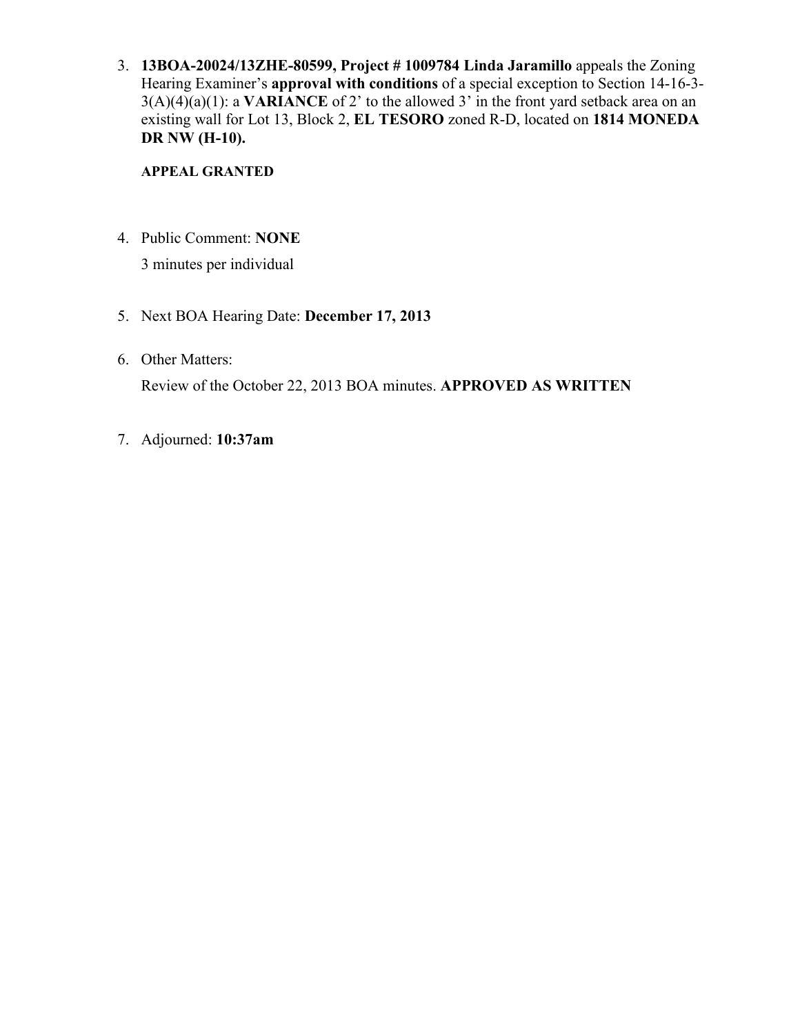3. **13BOA-20024/13ZHE-80599, Project # 1009784 Linda Jaramillo** appeals the Zoning Hearing Examiner's **approval with conditions** of a special exception to Section 14-16-3-3(A)(4)(a)(1): a **VARIANCE** of 2' to the allowed 3' in the front yard setback area on an existing wall for Lot 13, Block 2, **EL TESORO** zoned R-D, located on **1814 MONEDA DR NW (H-10).**

   **APPEAL GRANTED**

4. Public Comment: **NONE**

   3 minutes per individual

5. Next BOA Hearing Date: **December 17, 2013**

6. Other Matters:

   Review of the October 22, 2013 BOA minutes. **APPROVED AS WRITTEN**

7. Adjourned: **10:37am**